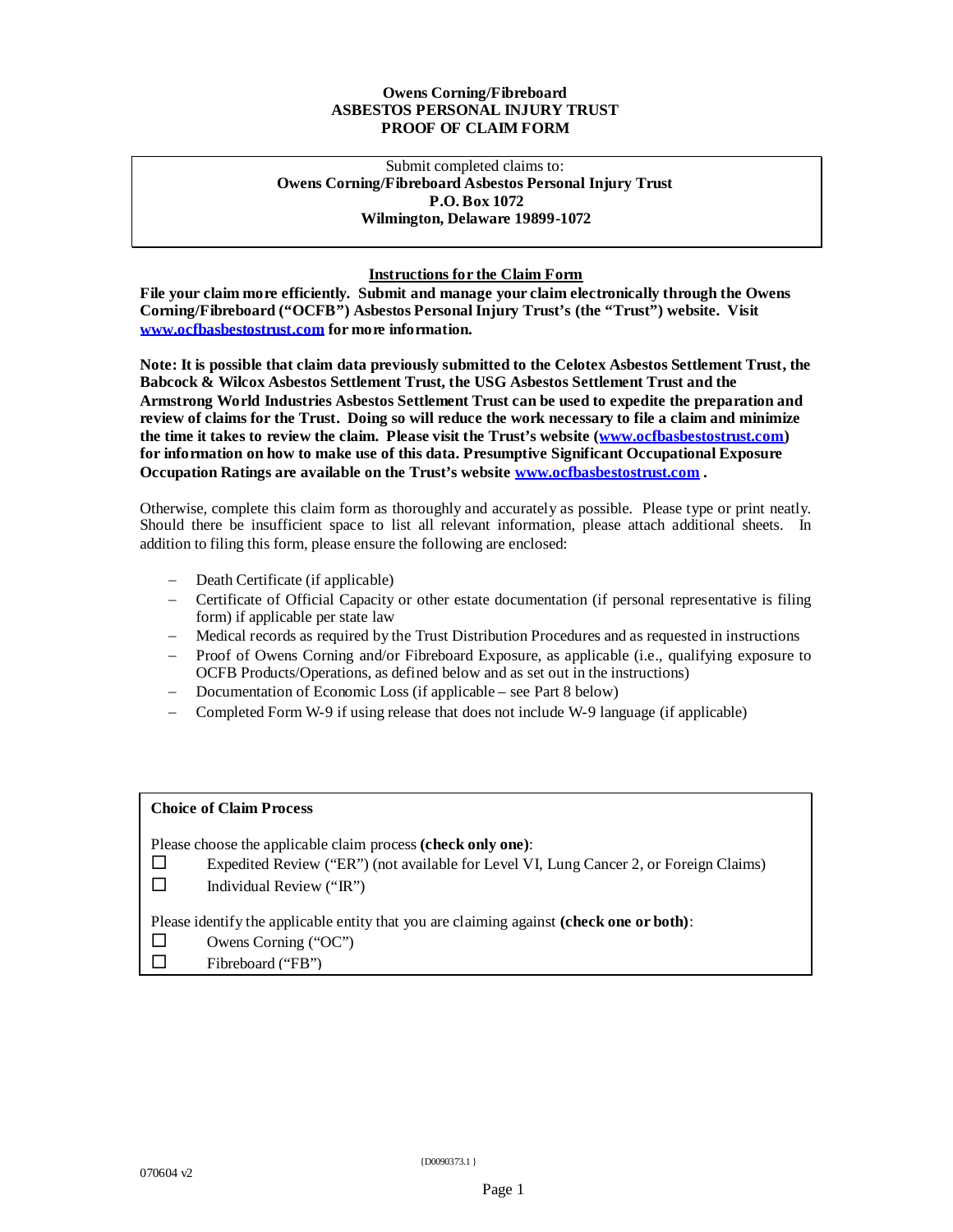**Owens Corning/Fibreboard**
**ASBESTOS PERSONAL INJURY TRUST**
**PROOF OF CLAIM FORM**

Submit completed claims to:
**Owens Corning/Fibreboard Asbestos Personal Injury Trust**
**P.O. Box 1072**
**Wilmington, Delaware 19899-1072**

## Instructions for the Claim Form

**File your claim more efficiently. Submit and manage your claim electronically through the Owens Corning/Fibreboard ("OCFB") Asbestos Personal Injury Trust's (the "Trust") website. Visit www.ocfbasbestostrust.com for more information.**

**Note: It is possible that claim data previously submitted to the Celotex Asbestos Settlement Trust, the Babcock & Wilcox Asbestos Settlement Trust, the USG Asbestos Settlement Trust and the Armstrong World Industries Asbestos Settlement Trust can be used to expedite the preparation and review of claims for the Trust. Doing so will reduce the work necessary to file a claim and minimize the time it takes to review the claim. Please visit the Trust's website (www.ocfbasbestostrust.com) for information on how to make use of this data. Presumptive Significant Occupational Exposure Occupation Ratings are available on the Trust's website www.ocfbasbestostrust.com .**

Otherwise, complete this claim form as thoroughly and accurately as possible. Please type or print neatly. Should there be insufficient space to list all relevant information, please attach additional sheets. In addition to filing this form, please ensure the following are enclosed:

- Death Certificate (if applicable)
- Certificate of Official Capacity or other estate documentation (if personal representative is filing form) if applicable per state law
- Medical records as required by the Trust Distribution Procedures and as requested in instructions
- Proof of Owens Corning and/or Fibreboard Exposure, as applicable (i.e., qualifying exposure to OCFB Products/Operations, as defined below and as set out in the instructions)
- Documentation of Economic Loss (if applicable – see Part 8 below)
- Completed Form W-9 if using release that does not include W-9 language (if applicable)

**Choice of Claim Process**

Please choose the applicable claim process **(check only one)**:

☐ Expedited Review ("ER") (not available for Level VI, Lung Cancer 2, or Foreign Claims)

☐ Individual Review ("IR")

Please identify the applicable entity that you are claiming against **(check one or both)**:

☐ Owens Corning ("OC")

☐ Fibreboard ("FB")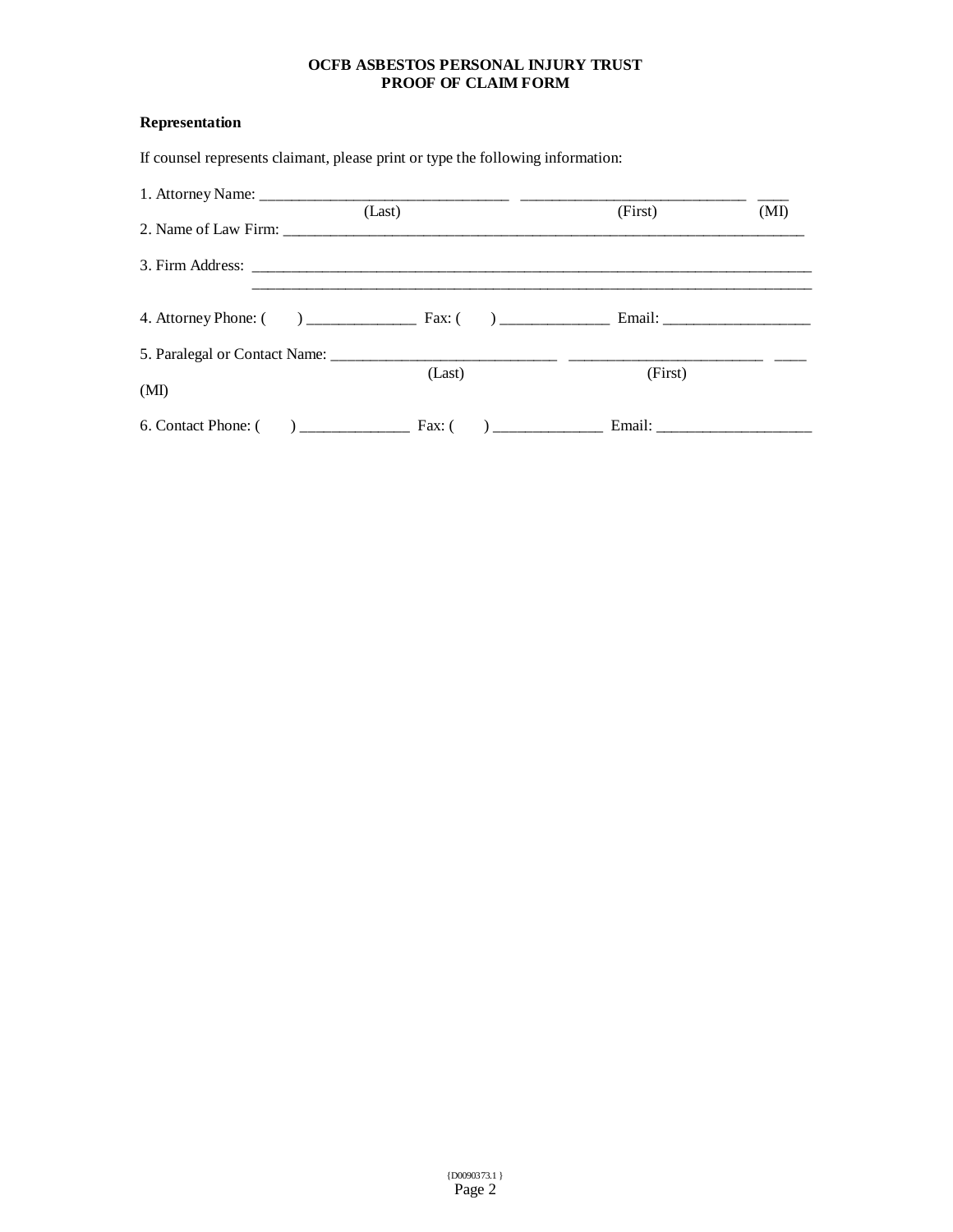**OCFB ASBESTOS PERSONAL INJURY TRUST**
**PROOF OF CLAIM FORM**

**Representation**

If counsel represents claimant, please print or type the following information:

1. Attorney Name: ________________________________ ____________________________ ____
   (Last) (First) (MI)

2. Name of Law Firm: ______________________________________________________________________

3. Firm Address: ___________________________________________________________________________
   ___________________________________________________________________________

4. Attorney Phone: ( ) ______________ Fax: ( ) ______________ Email: ___________________

5. Paralegal or Contact Name: _____________________________ ________________________ ____
   (Last) (First) (MI)

6. Contact Phone: ( ) ______________ Fax: ( ) ______________ Email: ____________________

{D0090373.1 }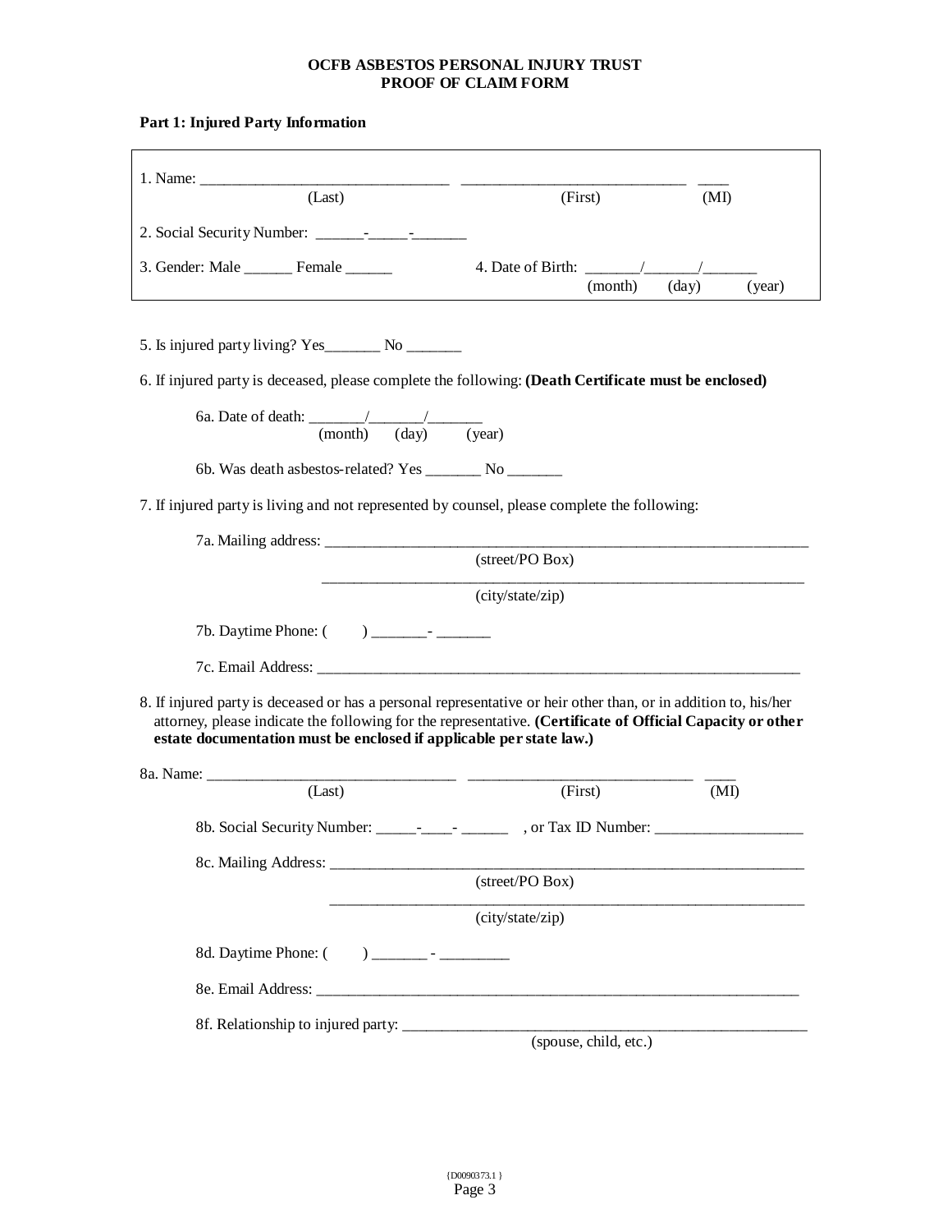# OCFB ASBESTOS PERSONAL INJURY TRUST
# PROOF OF CLAIM FORM

**Part 1: Injured Party Information**

1. Name: ________________________________ ______________________________ ____
(Last) (First) (MI)

2. Social Security Number: ______-_____-_______

3. Gender: Male ______ Female ______

4. Date of Birth: _______/_______/_______
(month) (day) (year)

5. Is injured party living? Yes_______ No _______

6. If injured party is deceased, please complete the following: **(Death Certificate must be enclosed)**

6a. Date of death: _______/_______/_______
(month) (day) (year)

6b. Was death asbestos-related? Yes _______ No _______

7. If injured party is living and not represented by counsel, please complete the following:

7a. Mailing address: ___________________________________________________________________
(street/PO Box)
___________________________________________________________________
(city/state/zip)

7b. Daytime Phone: (      ) _______- _______

7c. Email Address: ___________________________________________________________________

8. If injured party is deceased or has a personal representative or heir other than, or in addition to, his/her attorney, please indicate the following for the representative. **(Certificate of Official Capacity or other estate documentation must be enclosed if applicable per state law.)**

8a. Name: ________________________________ ______________________________ ____
(Last) (First) (MI)

8b. Social Security Number: _____-____- ______ , or Tax ID Number: ___________________

8c. Mailing Address: ___________________________________________________________________
(street/PO Box)
___________________________________________________________________
(city/state/zip)

8d. Daytime Phone: (      ) _______ - _________

8e. Email Address: ___________________________________________________________________

8f. Relationship to injured party: _______________________________________________________
(spouse, child, etc.)

{D0090373.1 }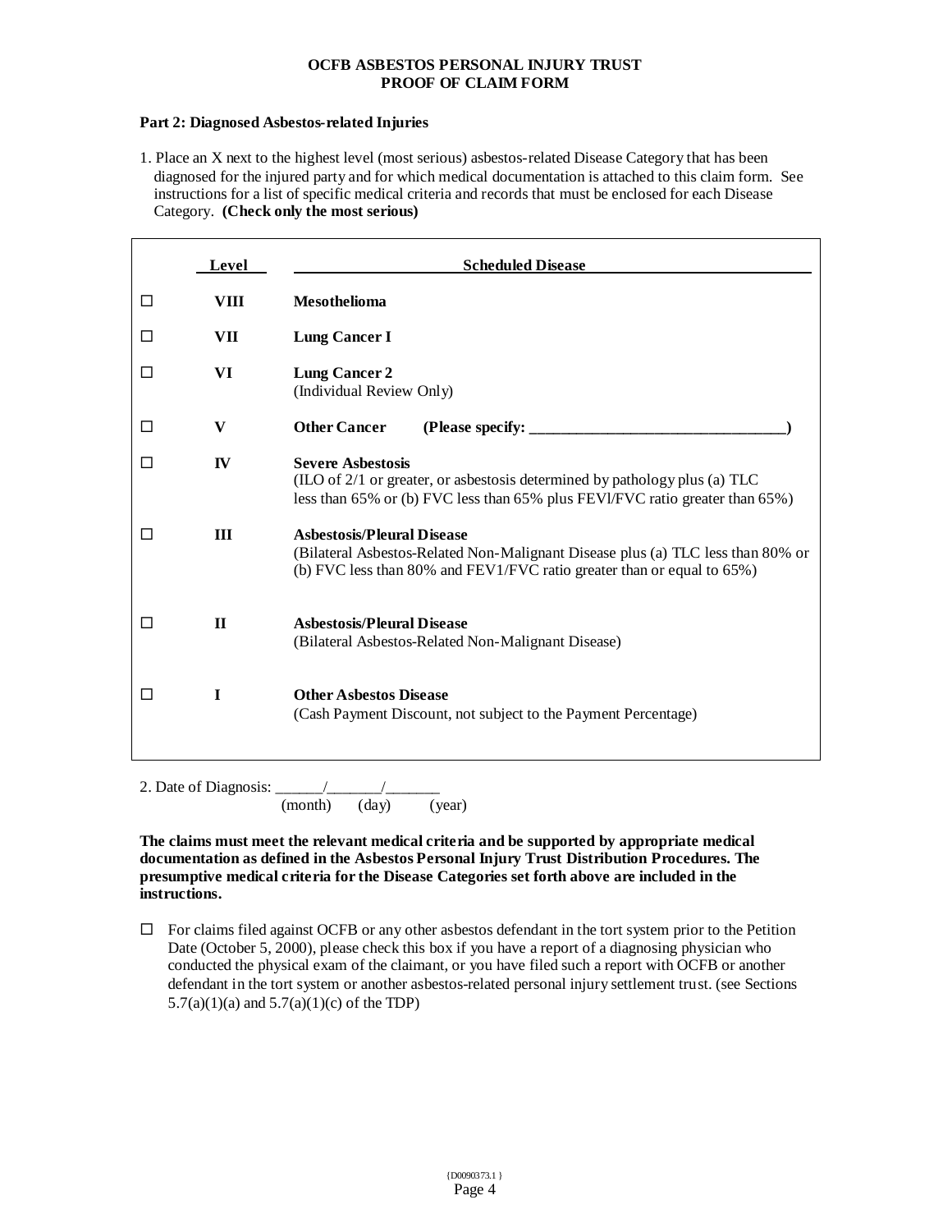**OCFB ASBESTOS PERSONAL INJURY TRUST**
**PROOF OF CLAIM FORM**

**Part 2: Diagnosed Asbestos-related Injuries**

1. Place an X next to the highest level (most serious) asbestos-related Disease Category that has been diagnosed for the injured party and for which medical documentation is attached to this claim form. See instructions for a list of specific medical criteria and records that must be enclosed for each Disease Category. **(Check only the most serious)**

| | Level | Scheduled Disease |
|---|---|---|
| ☐ | VIII | **Mesothelioma** |
| ☐ | VII | **Lung Cancer I** |
| ☐ | VI | **Lung Cancer 2** (Individual Review Only) |
| ☐ | V | **Other Cancer (Please specify: ________________________________)** |
| ☐ | IV | **Severe Asbestosis** (ILO of 2/1 or greater, or asbestosis determined by pathology plus (a) TLC less than 65% or (b) FVC less than 65% plus FEVl/FVC ratio greater than 65%) |
| ☐ | III | **Asbestosis/Pleural Disease** (Bilateral Asbestos-Related Non-Malignant Disease plus (a) TLC less than 80% or (b) FVC less than 80% and FEV1/FVC ratio greater than or equal to 65%) |
| ☐ | II | **Asbestosis/Pleural Disease** (Bilateral Asbestos-Related Non-Malignant Disease) |
| ☐ | I | **Other Asbestos Disease** (Cash Payment Discount, not subject to the Payment Percentage) |

2. Date of Diagnosis: ______/_______/_______
(month) (day) (year)

**The claims must meet the relevant medical criteria and be supported by appropriate medical documentation as defined in the Asbestos Personal Injury Trust Distribution Procedures. The presumptive medical criteria for the Disease Categories set forth above are included in the instructions.**

☐ For claims filed against OCFB or any other asbestos defendant in the tort system prior to the Petition Date (October 5, 2000), please check this box if you have a report of a diagnosing physician who conducted the physical exam of the claimant, or you have filed such a report with OCFB or another defendant in the tort system or another asbestos-related personal injury settlement trust. (see Sections 5.7(a)(1)(a) and 5.7(a)(1)(c) of the TDP)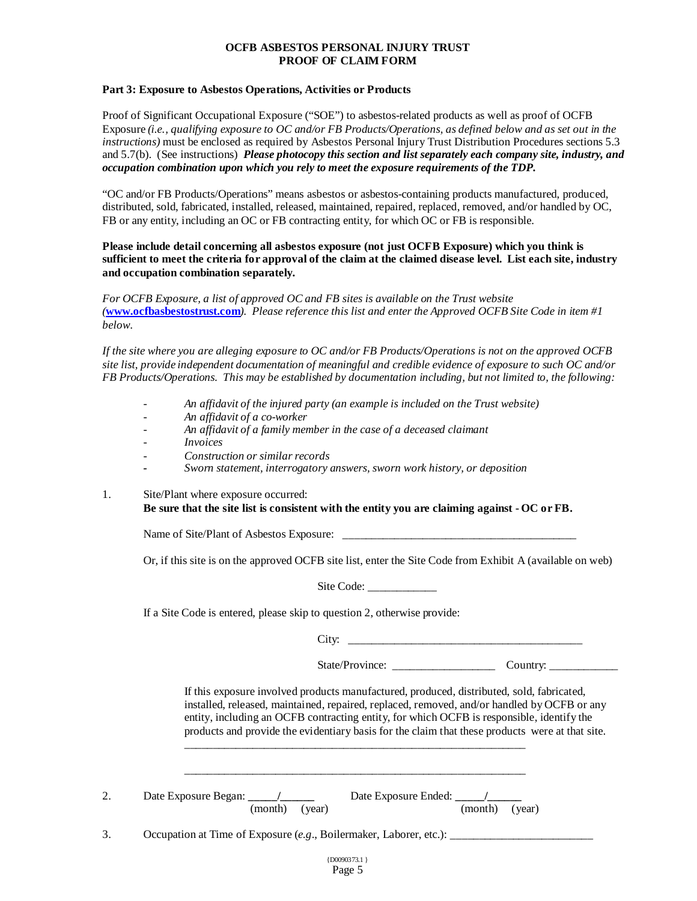**OCFB ASBESTOS PERSONAL INJURY TRUST**
**PROOF OF CLAIM FORM**

### Part 3: Exposure to Asbestos Operations, Activities or Products

Proof of Significant Occupational Exposure ("SOE") to asbestos-related products as well as proof of OCFB Exposure *(i.e., qualifying exposure to OC and/or FB Products/Operations, as defined below and as set out in the instructions)* must be enclosed as required by Asbestos Personal Injury Trust Distribution Procedures sections 5.3 and 5.7(b). (See instructions) ***Please photocopy this section and list separately each company site, industry, and occupation combination upon which you rely to meet the exposure requirements of the TDP.***

"OC and/or FB Products/Operations" means asbestos or asbestos-containing products manufactured, produced, distributed, sold, fabricated, installed, released, maintained, repaired, replaced, removed, and/or handled by OC, FB or any entity, including an OC or FB contracting entity, for which OC or FB is responsible.

**Please include detail concerning all asbestos exposure (not just OCFB Exposure) which you think is sufficient to meet the criteria for approval of the claim at the claimed disease level. List each site, industry and occupation combination separately.**

*For OCFB Exposure, a list of approved OC and FB sites is available on the Trust website (**www.ocfbasbestostrust.com**). Please reference this list and enter the Approved OCFB Site Code in item #1 below.*

*If the site where you are alleging exposure to OC and/or FB Products/Operations is not on the approved OCFB site list, provide independent documentation of meaningful and credible evidence of exposure to such OC and/or FB Products/Operations. This may be established by documentation including, but not limited to, the following:*

- *An affidavit of the injured party (an example is included on the Trust website)*
- *An affidavit of a co-worker*
- *An affidavit of a family member in the case of a deceased claimant*
- *Invoices*
- *Construction or similar records*
- *Sworn statement, interrogatory answers, sworn work history, or deposition*

1. Site/Plant where exposure occurred:
   **Be sure that the site list is consistent with the entity you are claiming against - OC or FB.**

   Name of Site/Plant of Asbestos Exposure: ________________________________________

   Or, if this site is on the approved OCFB site list, enter the Site Code from Exhibit A (available on web)

   Site Code: ____________

   If a Site Code is entered, please skip to question 2, otherwise provide:

   City: ________________________________________

   State/Province: __________________ Country: ____________

   If this exposure involved products manufactured, produced, distributed, sold, fabricated, installed, released, maintained, repaired, replaced, removed, and/or handled by OCFB or any entity, including an OCFB contracting entity, for which OCFB is responsible, identify the products and provide the evidentiary basis for the claim that these products were at that site.

   ______________________________________________________________

   ______________________________________________________________

2. Date Exposure Began: _____/______ (month) (year)    Date Exposure Ended: _____/______ (month) (year)

3. Occupation at Time of Exposure (*e.g*., Boilermaker, Laborer, etc.): _________________________

{D0090373.1 }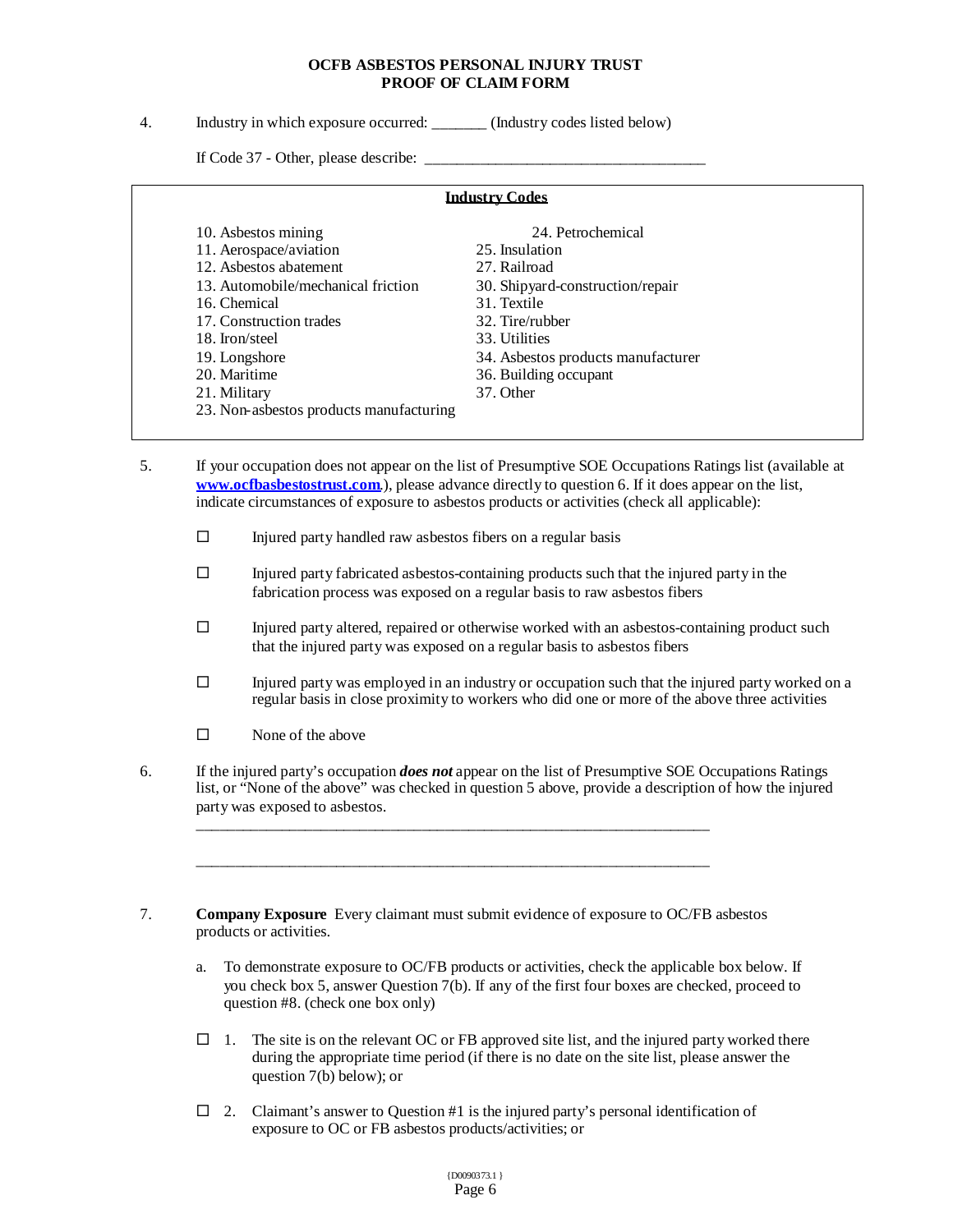**OCFB ASBESTOS PERSONAL INJURY TRUST**
**PROOF OF CLAIM FORM**

4. Industry in which exposure occurred: _______ (Industry codes listed below)

   If Code 37 - Other, please describe: ____________________________________

**Industry Codes**

| | |
|---|---|
| 10. Asbestos mining | 24. Petrochemical |
| 11. Aerospace/aviation | 25. Insulation |
| 12. Asbestos abatement | 27. Railroad |
| 13. Automobile/mechanical friction | 30. Shipyard-construction/repair |
| 16. Chemical | 31. Textile |
| 17. Construction trades | 32. Tire/rubber |
| 18. Iron/steel | 33. Utilities |
| 19. Longshore | 34. Asbestos products manufacturer |
| 20. Maritime | 36. Building occupant |
| 21. Military | 37. Other |
| 23. Non-asbestos products manufacturing | |

5. If your occupation does not appear on the list of Presumptive SOE Occupations Ratings list (available at **www.ocfbasbestostrust.com**.), please advance directly to question 6. If it does appear on the list, indicate circumstances of exposure to asbestos products or activities (check all applicable):

   ☐ Injured party handled raw asbestos fibers on a regular basis

   ☐ Injured party fabricated asbestos-containing products such that the injured party in the fabrication process was exposed on a regular basis to raw asbestos fibers

   ☐ Injured party altered, repaired or otherwise worked with an asbestos-containing product such that the injured party was exposed on a regular basis to asbestos fibers

   ☐ Injured party was employed in an industry or occupation such that the injured party worked on a regular basis in close proximity to workers who did one or more of the above three activities

   ☐ None of the above

6. If the injured party's occupation ***does not*** appear on the list of Presumptive SOE Occupations Ratings list, or "None of the above" was checked in question 5 above, provide a description of how the injured party was exposed to asbestos.

   ____________________________________________________________________

   ____________________________________________________________________

7. **Company Exposure** Every claimant must submit evidence of exposure to OC/FB asbestos products or activities.

   a. To demonstrate exposure to OC/FB products or activities, check the applicable box below. If you check box 5, answer Question 7(b). If any of the first four boxes are checked, proceed to question #8. (check one box only)

   ☐ 1. The site is on the relevant OC or FB approved site list, and the injured party worked there during the appropriate time period (if there is no date on the site list, please answer the question 7(b) below); or

   ☐ 2. Claimant's answer to Question #1 is the injured party's personal identification of exposure to OC or FB asbestos products/activities; or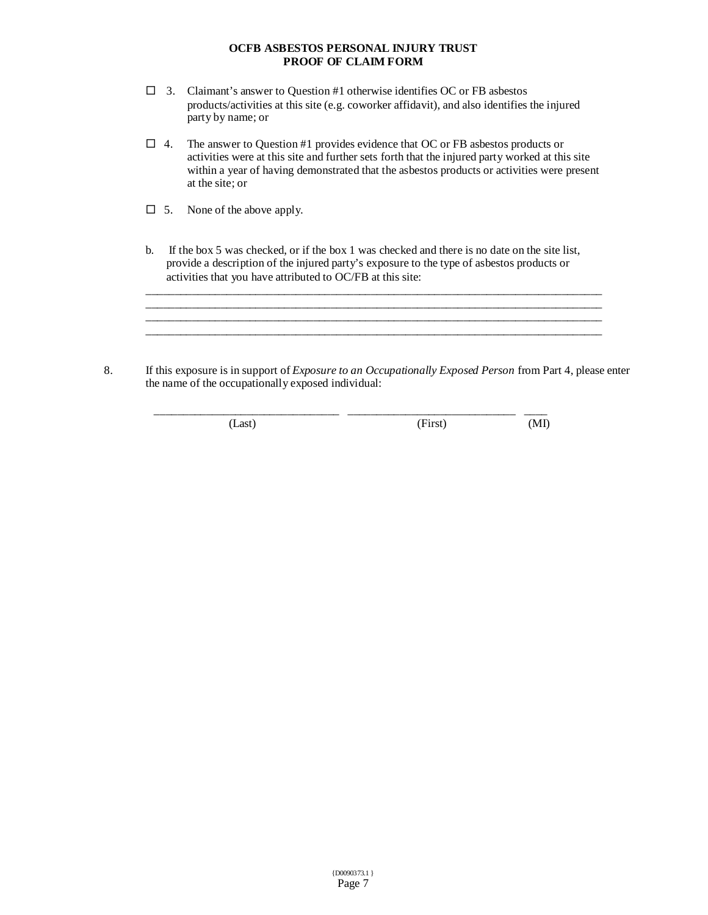**OCFB ASBESTOS PERSONAL INJURY TRUST**
**PROOF OF CLAIM FORM**

☐ 3. Claimant's answer to Question #1 otherwise identifies OC or FB asbestos products/activities at this site (e.g. coworker affidavit), and also identifies the injured party by name; or

☐ 4. The answer to Question #1 provides evidence that OC or FB asbestos products or activities were at this site and further sets forth that the injured party worked at this site within a year of having demonstrated that the asbestos products or activities were present at the site; or

☐ 5. None of the above apply.

b. If the box 5 was checked, or if the box 1 was checked and there is no date on the site list, provide a description of the injured party's exposure to the type of asbestos products or activities that you have attributed to OC/FB at this site:

\_\_\_\_\_\_\_\_\_\_\_\_\_\_\_\_\_\_\_\_\_\_\_\_\_\_\_\_\_\_\_\_\_\_\_\_\_\_\_\_\_\_\_\_\_\_\_\_\_\_\_\_\_\_\_\_\_\_\_\_\_\_\_\_\_\_\_\_\_\_\_\_\_\_\_\_
\_\_\_\_\_\_\_\_\_\_\_\_\_\_\_\_\_\_\_\_\_\_\_\_\_\_\_\_\_\_\_\_\_\_\_\_\_\_\_\_\_\_\_\_\_\_\_\_\_\_\_\_\_\_\_\_\_\_\_\_\_\_\_\_\_\_\_\_\_\_\_\_\_\_\_\_
\_\_\_\_\_\_\_\_\_\_\_\_\_\_\_\_\_\_\_\_\_\_\_\_\_\_\_\_\_\_\_\_\_\_\_\_\_\_\_\_\_\_\_\_\_\_\_\_\_\_\_\_\_\_\_\_\_\_\_\_\_\_\_\_\_\_\_\_\_\_\_\_\_\_\_\_
\_\_\_\_\_\_\_\_\_\_\_\_\_\_\_\_\_\_\_\_\_\_\_\_\_\_\_\_\_\_\_\_\_\_\_\_\_\_\_\_\_\_\_\_\_\_\_\_\_\_\_\_\_\_\_\_\_\_\_\_\_\_\_\_\_\_\_\_\_\_\_\_\_\_\_\_

8. If this exposure is in support of *Exposure to an Occupationally Exposed Person* from Part 4, please enter the name of the occupationally exposed individual:

\_\_\_\_\_\_\_\_\_\_\_\_\_\_\_\_\_\_\_\_\_\_\_\_\_\_\_\_ \_\_\_\_\_\_\_\_\_\_\_\_\_\_\_\_\_\_\_\_\_\_\_\_\_\_ \_\_\_\_
(Last) (First) (MI)

{D0090373.1 }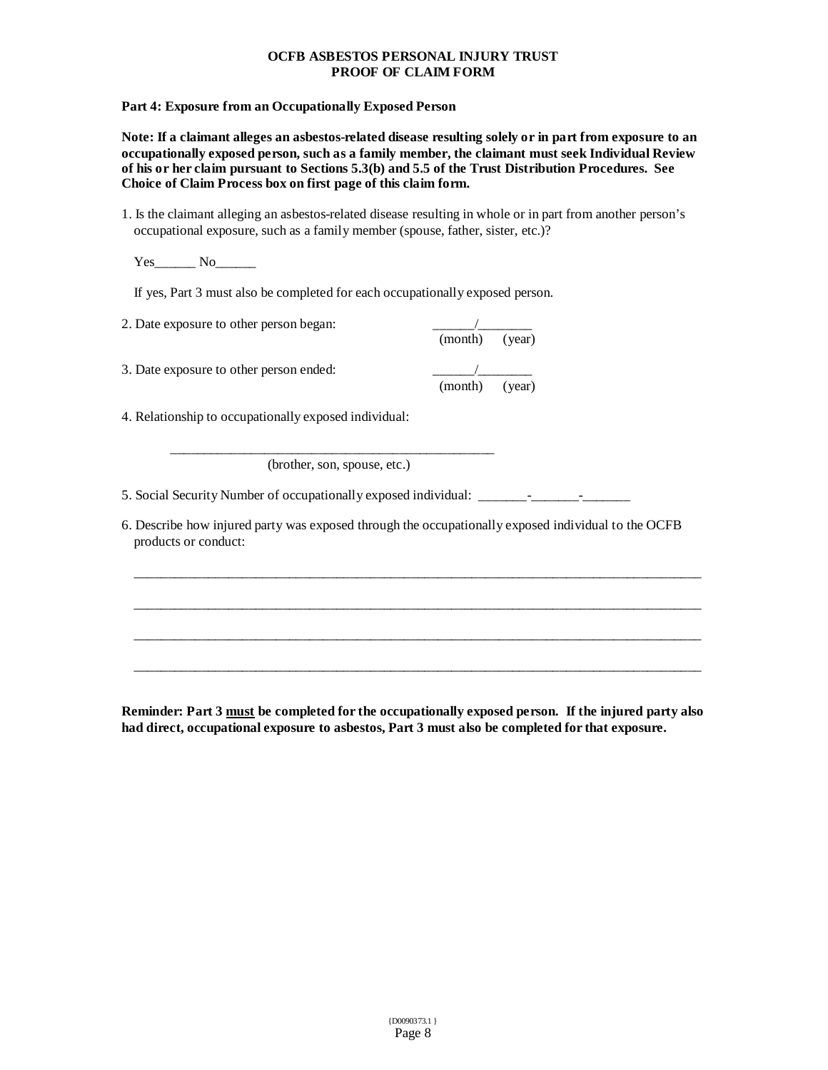**OCFB ASBESTOS PERSONAL INJURY TRUST**
**PROOF OF CLAIM FORM**

**Part 4: Exposure from an Occupationally Exposed Person**

**Note: If a claimant alleges an asbestos-related disease resulting solely or in part from exposure to an occupationally exposed person, such as a family member, the claimant must seek Individual Review of his or her claim pursuant to Sections 5.3(b) and 5.5 of the Trust Distribution Procedures. See Choice of Claim Process box on first page of this claim form.**

1. Is the claimant alleging an asbestos-related disease resulting in whole or in part from another person's occupational exposure, such as a family member (spouse, father, sister, etc.)?

   Yes______ No______

   If yes, Part 3 must also be completed for each occupationally exposed person.

2. Date exposure to other person began: ______/________ (month) (year)

3. Date exposure to other person ended: ______/________ (month) (year)

4. Relationship to occupationally exposed individual:

   ________________________________________________
   (brother, son, spouse, etc.)

5. Social Security Number of occupationally exposed individual: _______-_______-_______

6. Describe how injured party was exposed through the occupationally exposed individual to the OCFB products or conduct:

   ________________________________________________________________________________________

   ________________________________________________________________________________________

   ________________________________________________________________________________________

   ________________________________________________________________________________________

**Reminder: Part 3 <u>must</u> be completed for the occupationally exposed person. If the injured party also had direct, occupational exposure to asbestos, Part 3 must also be completed for that exposure.**

{D0090373.1 }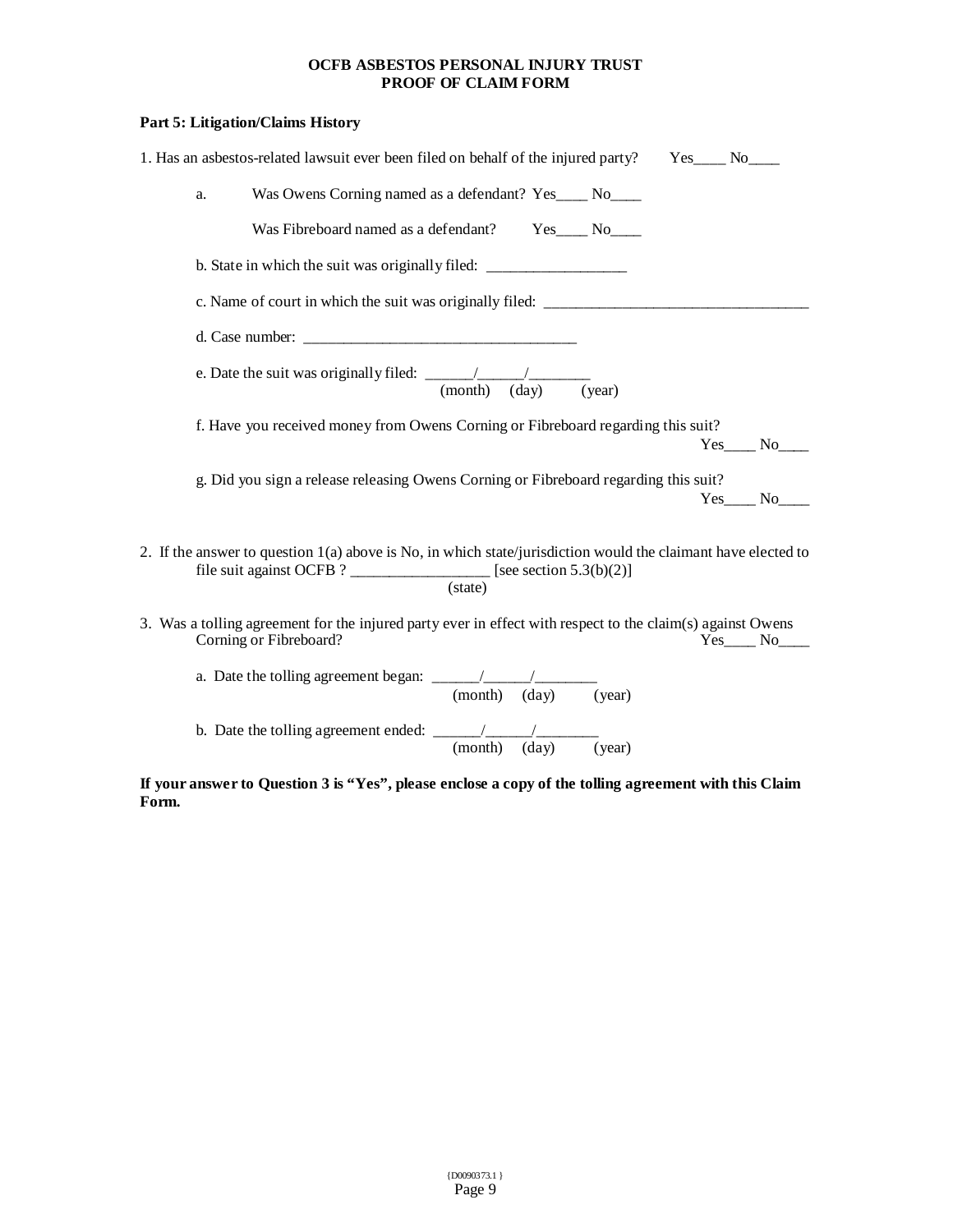**OCFB ASBESTOS PERSONAL INJURY TRUST**
**PROOF OF CLAIM FORM**

**Part 5: Litigation/Claims History**

1. Has an asbestos-related lawsuit ever been filed on behalf of the injured party? Yes____ No____

    a. Was Owens Corning named as a defendant? Yes____ No____

       Was Fibreboard named as a defendant? Yes____ No____

    b. State in which the suit was originally filed: __________________

    c. Name of court in which the suit was originally filed: ___________________________________

    d. Case number: ____________________________________

    e. Date the suit was originally filed: ______/______/________
       (month) (day) (year)

    f. Have you received money from Owens Corning or Fibreboard regarding this suit? Yes____ No____

    g. Did you sign a release releasing Owens Corning or Fibreboard regarding this suit? Yes____ No____

2. If the answer to question 1(a) above is No, in which state/jurisdiction would the claimant have elected to file suit against OCFB ? __________________ [see section 5.3(b)(2)]
   (state)

3. Was a tolling agreement for the injured party ever in effect with respect to the claim(s) against Owens Corning or Fibreboard? Yes____ No____

    a. Date the tolling agreement began: ______/______/________
       (month) (day) (year)

    b. Date the tolling agreement ended: ______/______/________
       (month) (day) (year)

**If your answer to Question 3 is "Yes", please enclose a copy of the tolling agreement with this Claim Form.**

{D0090373.1 }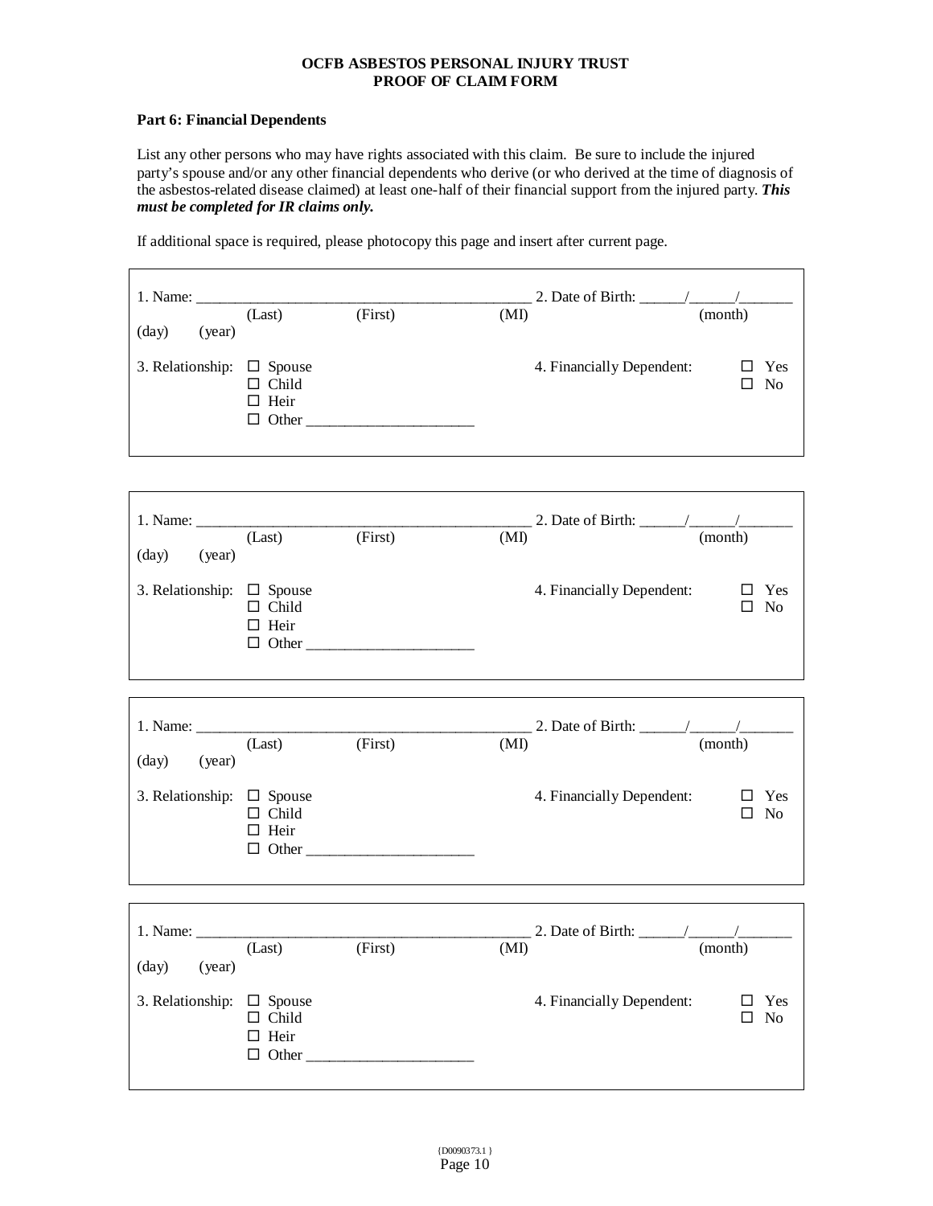**OCFB ASBESTOS PERSONAL INJURY TRUST**
**PROOF OF CLAIM FORM**

**Part 6: Financial Dependents**

List any other persons who may have rights associated with this claim. Be sure to include the injured party's spouse and/or any other financial dependents who derive (or who derived at the time of diagnosis of the asbestos-related disease claimed) at least one-half of their financial support from the injured party. ***This must be completed for IR claims only.***

If additional space is required, please photocopy this page and insert after current page.

1. Name: ____________________________________________ 2. Date of Birth: ______/______/_______
(Last) (First) (MI) (month) (day) (year)

3. Relationship: ☐ Spouse ☐ Child ☐ Heir ☐ Other ______________________

4. Financially Dependent: ☐ Yes ☐ No

---

1. Name: ____________________________________________ 2. Date of Birth: ______/______/_______
(Last) (First) (MI) (month) (day) (year)

3. Relationship: ☐ Spouse ☐ Child ☐ Heir ☐ Other ______________________

4. Financially Dependent: ☐ Yes ☐ No

---

1. Name: ____________________________________________ 2. Date of Birth: ______/______/_______
(Last) (First) (MI) (month) (day) (year)

3. Relationship: ☐ Spouse ☐ Child ☐ Heir ☐ Other ______________________

4. Financially Dependent: ☐ Yes ☐ No

---

1. Name: ____________________________________________ 2. Date of Birth: ______/______/_______
(Last) (First) (MI) (month) (day) (year)

3. Relationship: ☐ Spouse ☐ Child ☐ Heir ☐ Other ______________________

4. Financially Dependent: ☐ Yes ☐ No

{D0090373.1 }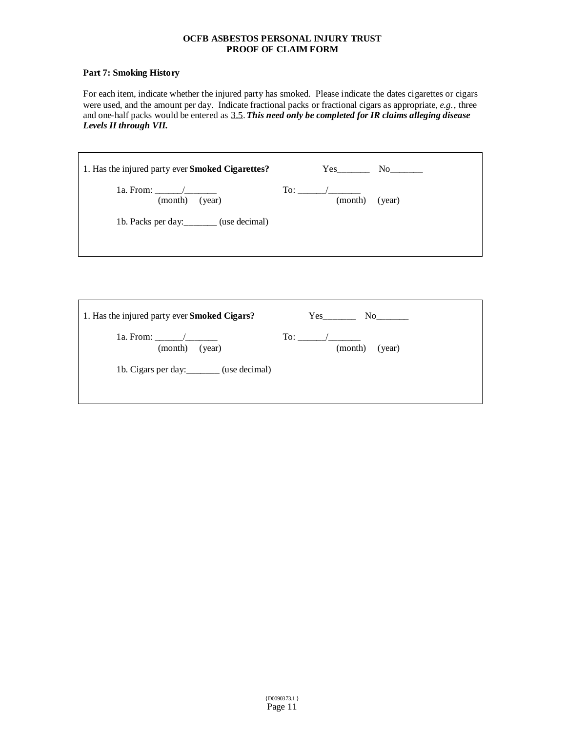**OCFB ASBESTOS PERSONAL INJURY TRUST**
**PROOF OF CLAIM FORM**

**Part 7: Smoking History**

For each item, indicate whether the injured party has smoked. Please indicate the dates cigarettes or cigars were used, and the amount per day. Indicate fractional packs or fractional cigars as appropriate, *e.g.*, three and one-half packs would be entered as 3.5. ***This need only be completed for IR claims alleging disease Levels II through VII.***

1. Has the injured party ever **Smoked Cigarettes?** Yes_______ No_______

 1a. From: ______/_______ (month) (year) To: ______/_______ (month) (year)

 1b. Packs per day:_______ (use decimal)

1. Has the injured party ever **Smoked Cigars?** Yes_______ No_______

 1a. From: ______/_______ (month) (year) To: ______/_______ (month) (year)

 1b. Cigars per day:_______ (use decimal)

{D0090373.1 }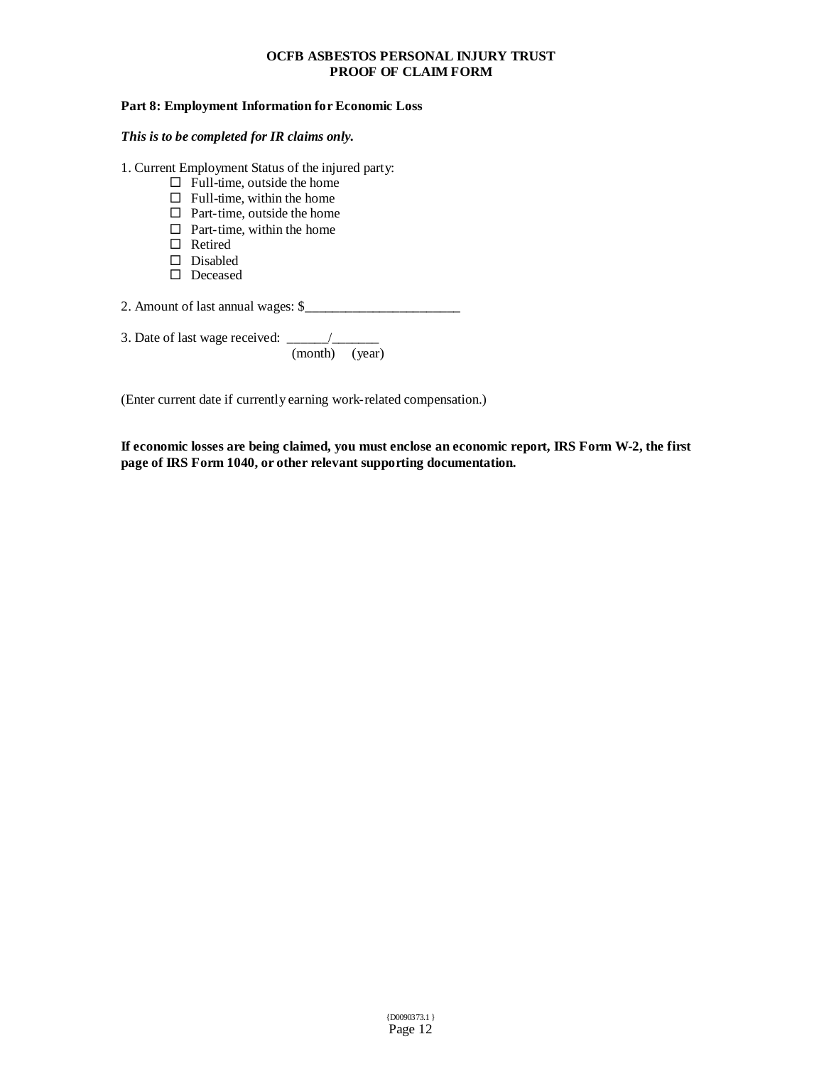**OCFB ASBESTOS PERSONAL INJURY TRUST**
**PROOF OF CLAIM FORM**

**Part 8: Employment Information for Economic Loss**

***This is to be completed for IR claims only.***

1. Current Employment Status of the injured party:
   - ☐ Full-time, outside the home
   - ☐ Full-time, within the home
   - ☐ Part-time, outside the home
   - ☐ Part-time, within the home
   - ☐ Retired
   - ☐ Disabled
   - ☐ Deceased

2. Amount of last annual wages: $_______________________

3. Date of last wage received: ______/_______
(month) (year)

(Enter current date if currently earning work-related compensation.)

**If economic losses are being claimed, you must enclose an economic report, IRS Form W-2, the first page of IRS Form 1040, or other relevant supporting documentation.**

{D0090373.1 }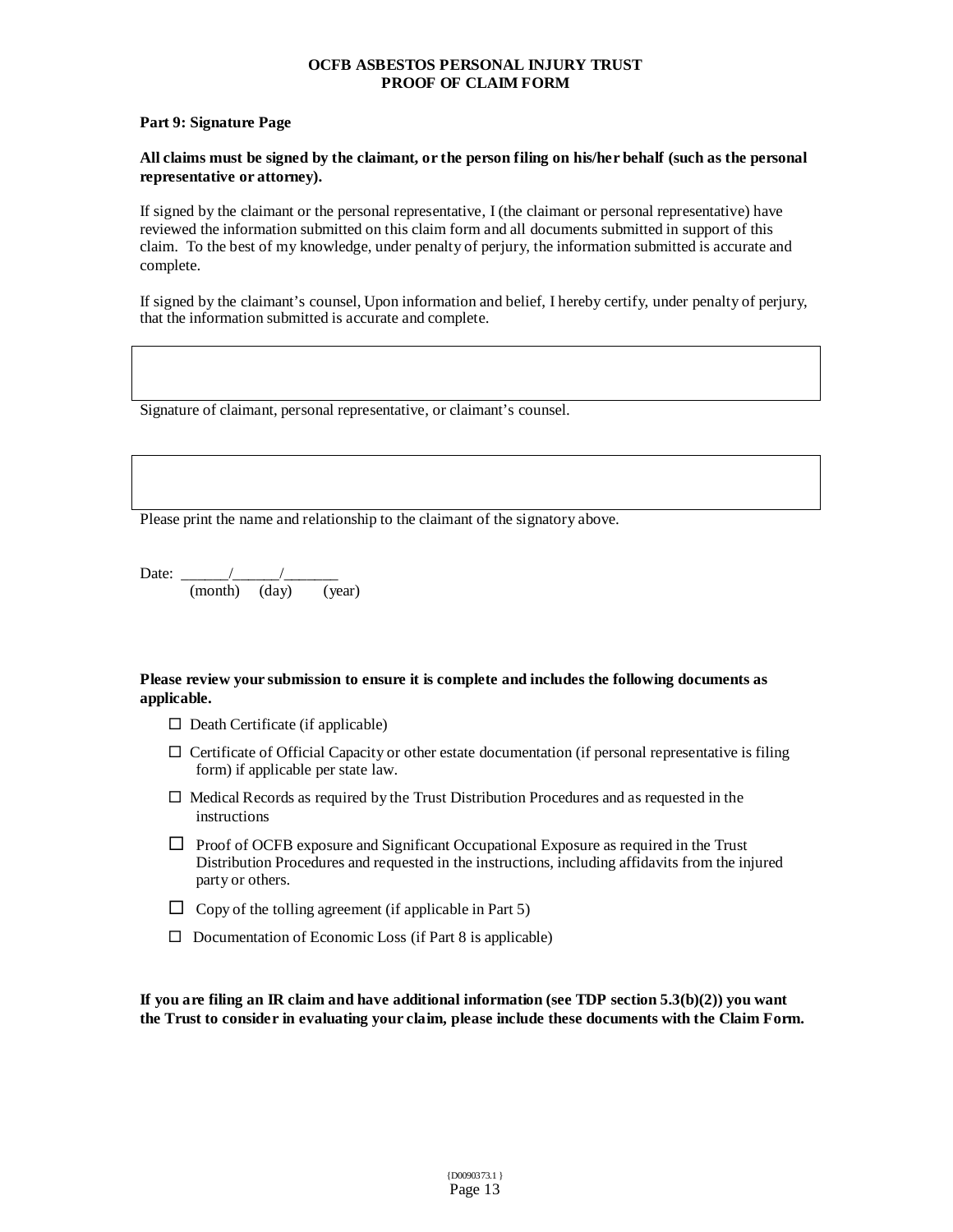**OCFB ASBESTOS PERSONAL INJURY TRUST**
**PROOF OF CLAIM FORM**

**Part 9: Signature Page**

**All claims must be signed by the claimant, or the person filing on his/her behalf (such as the personal representative or attorney).**

If signed by the claimant or the personal representative, I (the claimant or personal representative) have reviewed the information submitted on this claim form and all documents submitted in support of this claim. To the best of my knowledge, under penalty of perjury, the information submitted is accurate and complete.

If signed by the claimant's counsel, Upon information and belief, I hereby certify, under penalty of perjury, that the information submitted is accurate and complete.

| |
|---|
| |

Signature of claimant, personal representative, or claimant's counsel.

| |
|---|
| |

Please print the name and relationship to the claimant of the signatory above.

Date: ______/______/_______
(month) (day) (year)

**Please review your submission to ensure it is complete and includes the following documents as applicable.**

- ☐ Death Certificate (if applicable)
- ☐ Certificate of Official Capacity or other estate documentation (if personal representative is filing form) if applicable per state law.
- ☐ Medical Records as required by the Trust Distribution Procedures and as requested in the instructions
- ☐ Proof of OCFB exposure and Significant Occupational Exposure as required in the Trust Distribution Procedures and requested in the instructions, including affidavits from the injured party or others.
- ☐ Copy of the tolling agreement (if applicable in Part 5)
- ☐ Documentation of Economic Loss (if Part 8 is applicable)

**If you are filing an IR claim and have additional information (see TDP section 5.3(b)(2)) you want the Trust to consider in evaluating your claim, please include these documents with the Claim Form.**

{D0090373.1 }